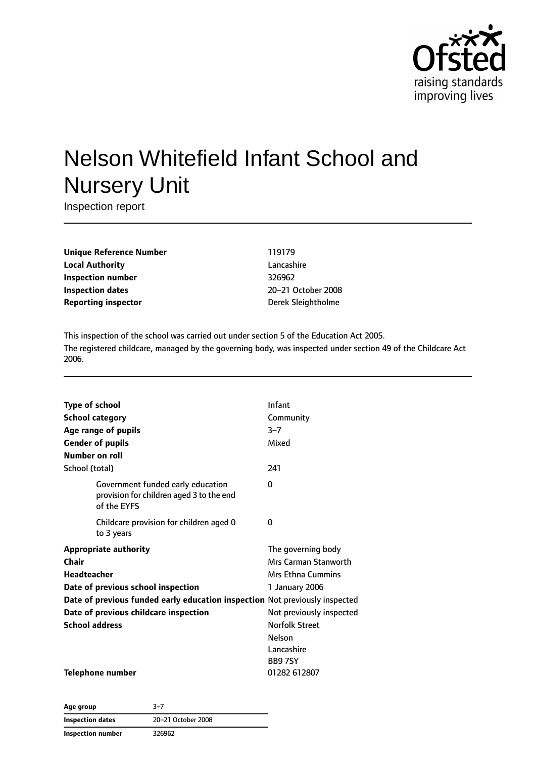# Nelson Whitefield Infant School and Nursery Unit

Inspection report

| | |
|---|---|
| **Unique Reference Number** | 119179 |
| **Local Authority** | Lancashire |
| **Inspection number** | 326962 |
| **Inspection dates** | 20–21 October 2008 |
| **Reporting inspector** | Derek Sleightholme |

This inspection of the school was carried out under section 5 of the Education Act 2005.

The registered childcare, managed by the governing body, was inspected under section 49 of the Childcare Act 2006.

| | |
|---|---|
| **Type of school** | Infant |
| **School category** | Community |
| **Age range of pupils** | 3–7 |
| **Gender of pupils** | Mixed |
| **Number on roll** | |
| School (total) | 241 |
| Government funded early education provision for children aged 3 to the end of the EYFS | 0 |
| Childcare provision for children aged 0 to 3 years | 0 |
| **Appropriate authority** | The governing body |
| **Chair** | Mrs Carman Stanworth |
| **Headteacher** | Mrs Ethna Cummins |
| **Date of previous school inspection** | 1 January 2006 |
| **Date of previous funded early education inspection** | Not previously inspected |
| **Date of previous childcare inspection** | Not previously inspected |
| **School address** | Norfolk Street<br>Nelson<br>Lancashire<br>BB9 7SY |
| **Telephone number** | 01282 612807 |

| | |
|---|---|
| **Age group** | 3–7 |
| **Inspection dates** | 20–21 October 2008 |
| **Inspection number** | 326962 |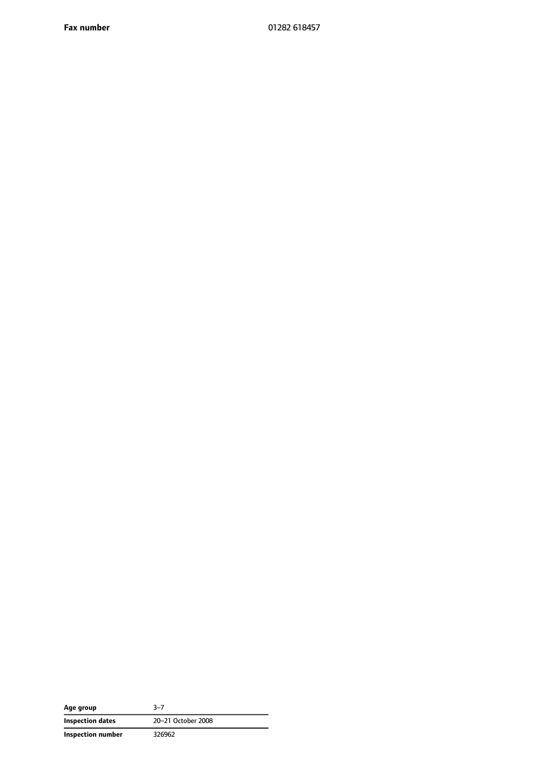| | |
|---|---|
| **Fax number** | 01282 618457 |

| | |
|---|---|
| **Age group** | 3–7 |
| **Inspection dates** | 20–21 October 2008 |
| **Inspection number** | 326962 |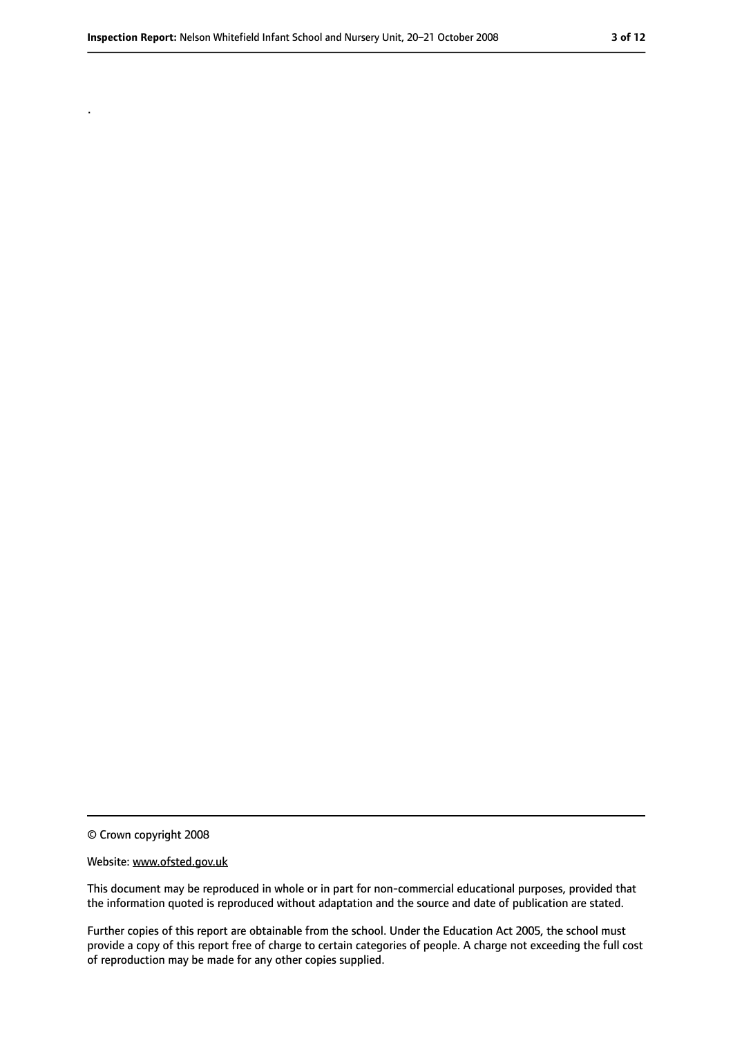.

© Crown copyright 2008

Website: www.ofsted.gov.uk

This document may be reproduced in whole or in part for non-commercial educational purposes, provided that the information quoted is reproduced without adaptation and the source and date of publication are stated.

Further copies of this report are obtainable from the school. Under the Education Act 2005, the school must provide a copy of this report free of charge to certain categories of people. A charge not exceeding the full cost of reproduction may be made for any other copies supplied.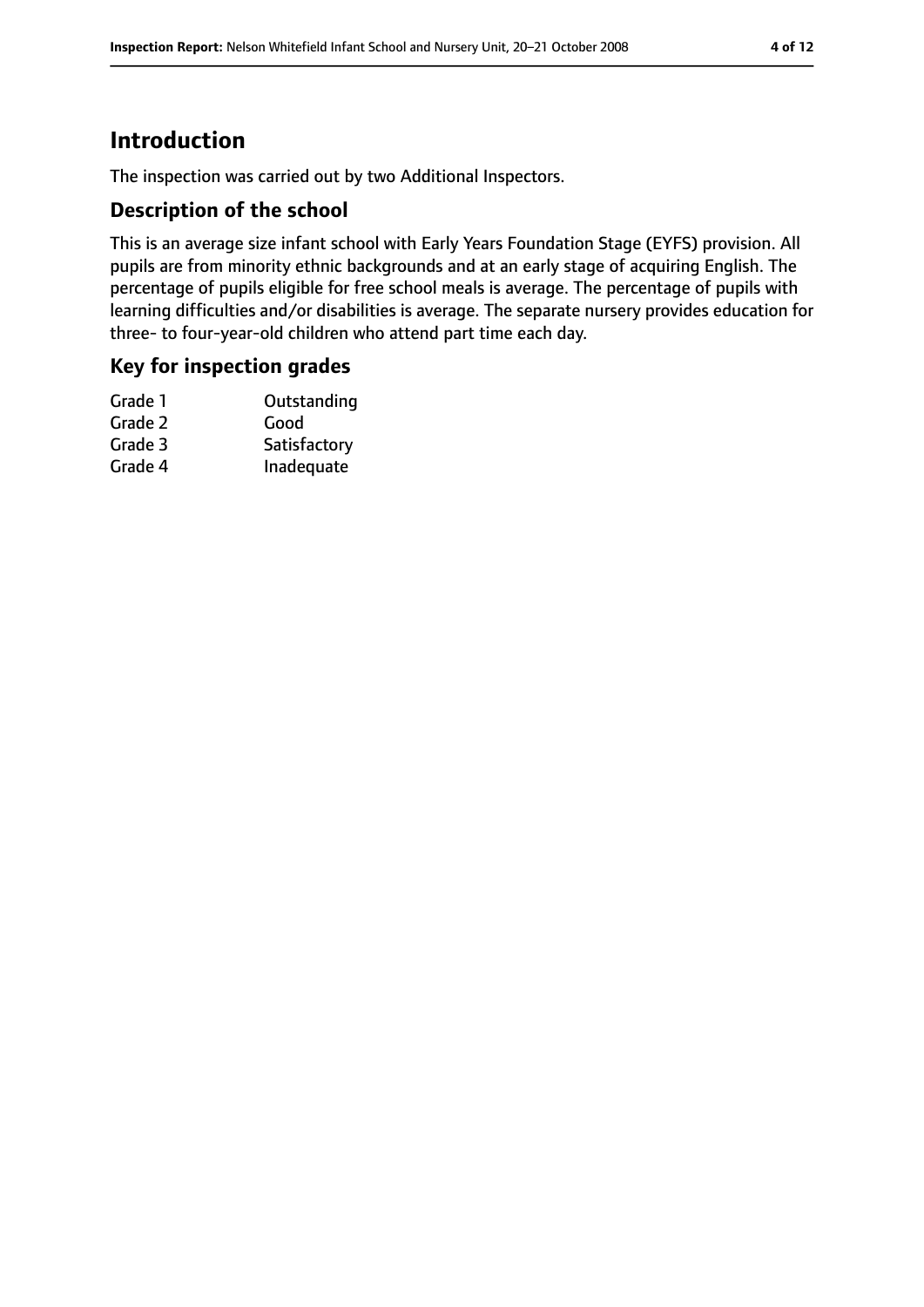# Introduction

The inspection was carried out by two Additional Inspectors.

## Description of the school

This is an average size infant school with Early Years Foundation Stage (EYFS) provision. All pupils are from minority ethnic backgrounds and at an early stage of acquiring English. The percentage of pupils eligible for free school meals is average. The percentage of pupils with learning difficulties and/or disabilities is average. The separate nursery provides education for three- to four-year-old children who attend part time each day.

## Key for inspection grades

| | |
|---|---|
| Grade 1 | Outstanding |
| Grade 2 | Good |
| Grade 3 | Satisfactory |
| Grade 4 | Inadequate |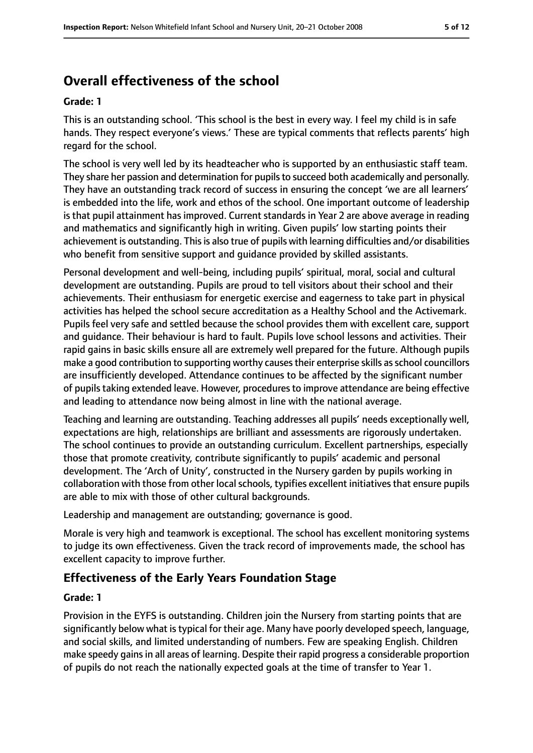## Overall effectiveness of the school

**Grade: 1**

This is an outstanding school. 'This school is the best in every way. I feel my child is in safe hands. They respect everyone's views.' These are typical comments that reflects parents' high regard for the school.

The school is very well led by its headteacher who is supported by an enthusiastic staff team. They share her passion and determination for pupils to succeed both academically and personally. They have an outstanding track record of success in ensuring the concept 'we are all learners' is embedded into the life, work and ethos of the school. One important outcome of leadership is that pupil attainment has improved. Current standards in Year 2 are above average in reading and mathematics and significantly high in writing. Given pupils' low starting points their achievement is outstanding. This is also true of pupils with learning difficulties and/or disabilities who benefit from sensitive support and guidance provided by skilled assistants.

Personal development and well-being, including pupils' spiritual, moral, social and cultural development are outstanding. Pupils are proud to tell visitors about their school and their achievements. Their enthusiasm for energetic exercise and eagerness to take part in physical activities has helped the school secure accreditation as a Healthy School and the Activemark. Pupils feel very safe and settled because the school provides them with excellent care, support and guidance. Their behaviour is hard to fault. Pupils love school lessons and activities. Their rapid gains in basic skills ensure all are extremely well prepared for the future. Although pupils make a good contribution to supporting worthy causes their enterprise skills as school councillors are insufficiently developed. Attendance continues to be affected by the significant number of pupils taking extended leave. However, procedures to improve attendance are being effective and leading to attendance now being almost in line with the national average.

Teaching and learning are outstanding. Teaching addresses all pupils' needs exceptionally well, expectations are high, relationships are brilliant and assessments are rigorously undertaken. The school continues to provide an outstanding curriculum. Excellent partnerships, especially those that promote creativity, contribute significantly to pupils' academic and personal development. The 'Arch of Unity', constructed in the Nursery garden by pupils working in collaboration with those from other local schools, typifies excellent initiatives that ensure pupils are able to mix with those of other cultural backgrounds.

Leadership and management are outstanding; governance is good.

Morale is very high and teamwork is exceptional. The school has excellent monitoring systems to judge its own effectiveness. Given the track record of improvements made, the school has excellent capacity to improve further.

### Effectiveness of the Early Years Foundation Stage

**Grade: 1**

Provision in the EYFS is outstanding. Children join the Nursery from starting points that are significantly below what is typical for their age. Many have poorly developed speech, language, and social skills, and limited understanding of numbers. Few are speaking English. Children make speedy gains in all areas of learning. Despite their rapid progress a considerable proportion of pupils do not reach the nationally expected goals at the time of transfer to Year 1.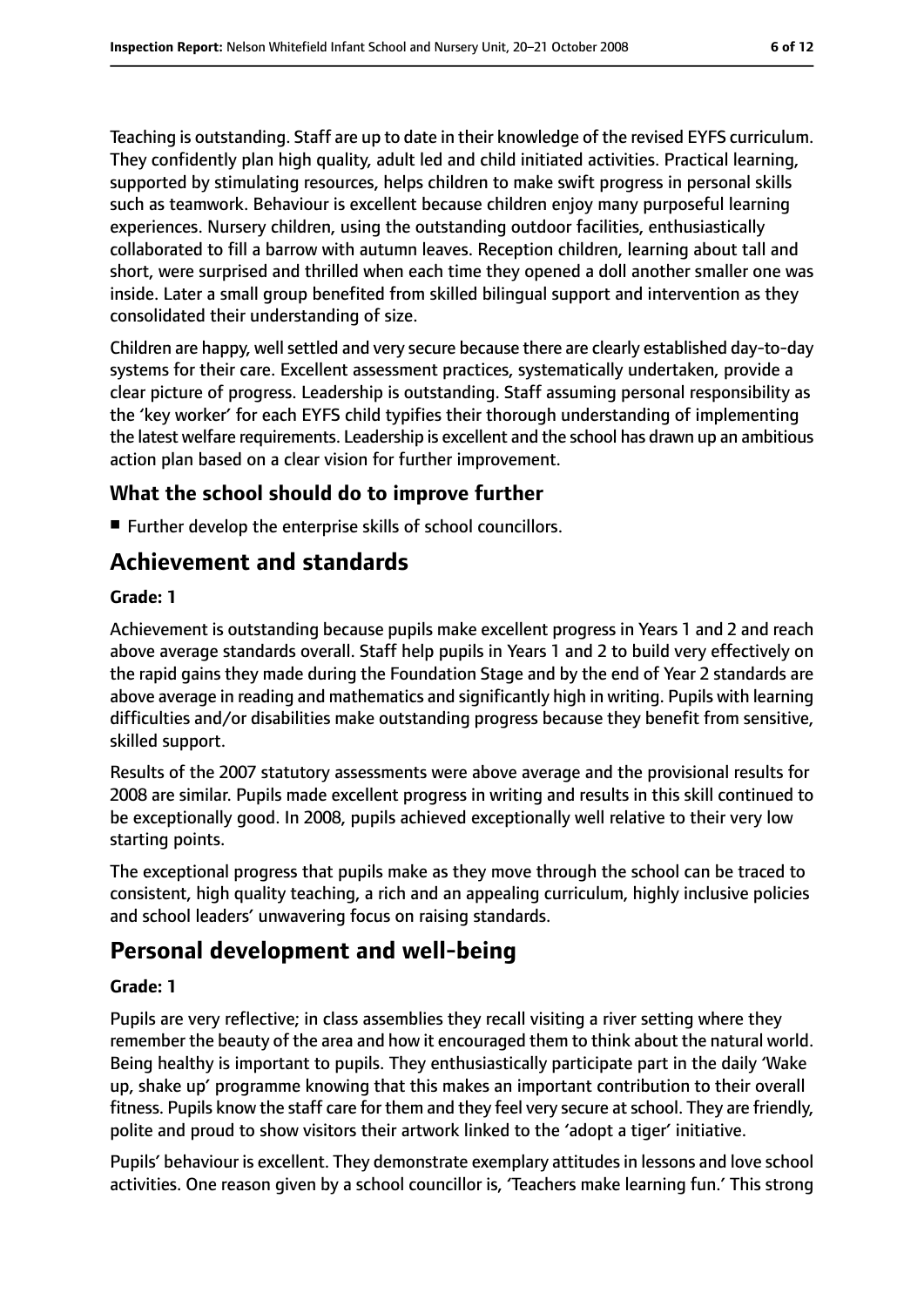Teaching is outstanding. Staff are up to date in their knowledge of the revised EYFS curriculum. They confidently plan high quality, adult led and child initiated activities. Practical learning, supported by stimulating resources, helps children to make swift progress in personal skills such as teamwork. Behaviour is excellent because children enjoy many purposeful learning experiences. Nursery children, using the outstanding outdoor facilities, enthusiastically collaborated to fill a barrow with autumn leaves. Reception children, learning about tall and short, were surprised and thrilled when each time they opened a doll another smaller one was inside. Later a small group benefited from skilled bilingual support and intervention as they consolidated their understanding of size.

Children are happy, well settled and very secure because there are clearly established day-to-day systems for their care. Excellent assessment practices, systematically undertaken, provide a clear picture of progress. Leadership is outstanding. Staff assuming personal responsibility as the 'key worker' for each EYFS child typifies their thorough understanding of implementing the latest welfare requirements. Leadership is excellent and the school has drawn up an ambitious action plan based on a clear vision for further improvement.

### What the school should do to improve further

- Further develop the enterprise skills of school councillors.

## Achievement and standards

**Grade: 1**

Achievement is outstanding because pupils make excellent progress in Years 1 and 2 and reach above average standards overall. Staff help pupils in Years 1 and 2 to build very effectively on the rapid gains they made during the Foundation Stage and by the end of Year 2 standards are above average in reading and mathematics and significantly high in writing. Pupils with learning difficulties and/or disabilities make outstanding progress because they benefit from sensitive, skilled support.

Results of the 2007 statutory assessments were above average and the provisional results for 2008 are similar. Pupils made excellent progress in writing and results in this skill continued to be exceptionally good. In 2008, pupils achieved exceptionally well relative to their very low starting points.

The exceptional progress that pupils make as they move through the school can be traced to consistent, high quality teaching, a rich and an appealing curriculum, highly inclusive policies and school leaders' unwavering focus on raising standards.

## Personal development and well-being

**Grade: 1**

Pupils are very reflective; in class assemblies they recall visiting a river setting where they remember the beauty of the area and how it encouraged them to think about the natural world. Being healthy is important to pupils. They enthusiastically participate part in the daily 'Wake up, shake up' programme knowing that this makes an important contribution to their overall fitness. Pupils know the staff care for them and they feel very secure at school. They are friendly, polite and proud to show visitors their artwork linked to the 'adopt a tiger' initiative.

Pupils' behaviour is excellent. They demonstrate exemplary attitudes in lessons and love school activities. One reason given by a school councillor is, 'Teachers make learning fun.' This strong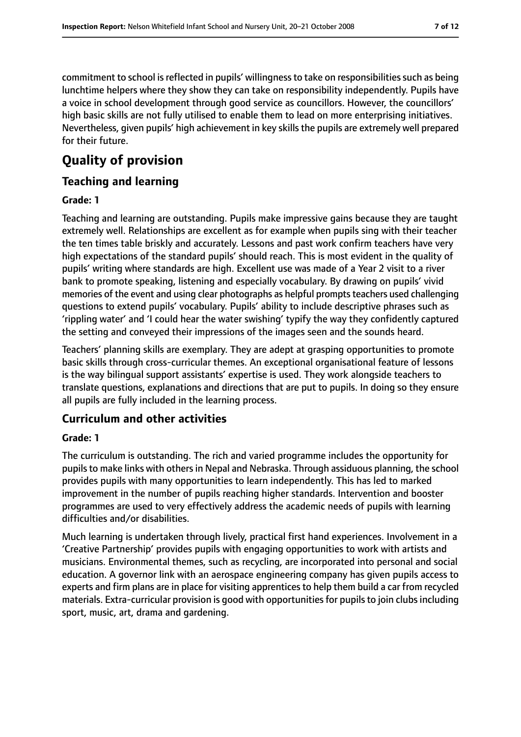commitment to school is reflected in pupils' willingness to take on responsibilities such as being lunchtime helpers where they show they can take on responsibility independently. Pupils have a voice in school development through good service as councillors. However, the councillors' high basic skills are not fully utilised to enable them to lead on more enterprising initiatives. Nevertheless, given pupils' high achievement in key skills the pupils are extremely well prepared for their future.

# Quality of provision

## Teaching and learning

**Grade: 1**

Teaching and learning are outstanding. Pupils make impressive gains because they are taught extremely well. Relationships are excellent as for example when pupils sing with their teacher the ten times table briskly and accurately. Lessons and past work confirm teachers have very high expectations of the standard pupils' should reach. This is most evident in the quality of pupils' writing where standards are high. Excellent use was made of a Year 2 visit to a river bank to promote speaking, listening and especially vocabulary. By drawing on pupils' vivid memories of the event and using clear photographs as helpful prompts teachers used challenging questions to extend pupils' vocabulary. Pupils' ability to include descriptive phrases such as 'rippling water' and 'I could hear the water swishing' typify the way they confidently captured the setting and conveyed their impressions of the images seen and the sounds heard.

Teachers' planning skills are exemplary. They are adept at grasping opportunities to promote basic skills through cross-curricular themes. An exceptional organisational feature of lessons is the way bilingual support assistants' expertise is used. They work alongside teachers to translate questions, explanations and directions that are put to pupils. In doing so they ensure all pupils are fully included in the learning process.

## Curriculum and other activities

**Grade: 1**

The curriculum is outstanding. The rich and varied programme includes the opportunity for pupils to make links with others in Nepal and Nebraska. Through assiduous planning, the school provides pupils with many opportunities to learn independently. This has led to marked improvement in the number of pupils reaching higher standards. Intervention and booster programmes are used to very effectively address the academic needs of pupils with learning difficulties and/or disabilities.

Much learning is undertaken through lively, practical first hand experiences. Involvement in a 'Creative Partnership' provides pupils with engaging opportunities to work with artists and musicians. Environmental themes, such as recycling, are incorporated into personal and social education. A governor link with an aerospace engineering company has given pupils access to experts and firm plans are in place for visiting apprentices to help them build a car from recycled materials. Extra-curricular provision is good with opportunities for pupils to join clubs including sport, music, art, drama and gardening.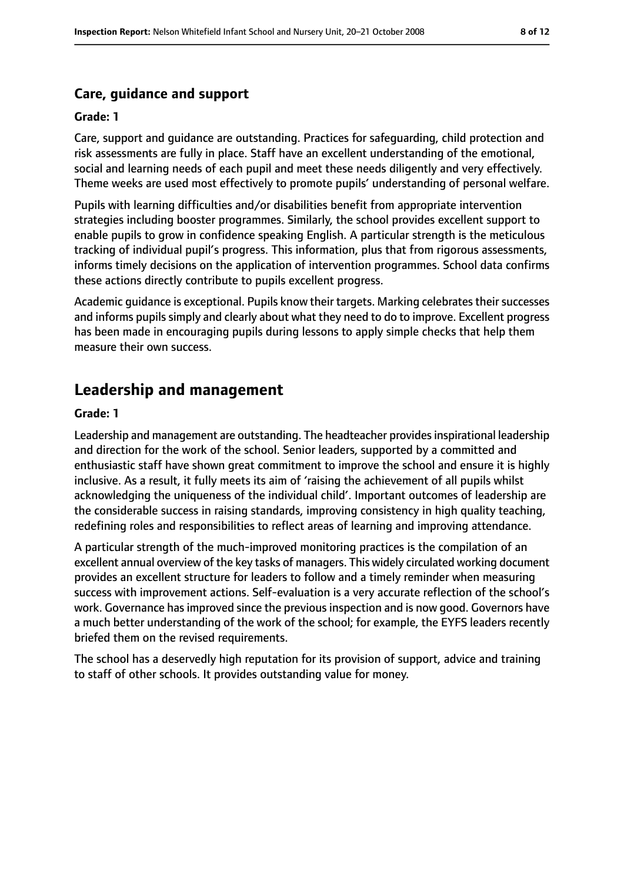### Care, guidance and support

#### Grade: 1

Care, support and guidance are outstanding. Practices for safeguarding, child protection and risk assessments are fully in place. Staff have an excellent understanding of the emotional, social and learning needs of each pupil and meet these needs diligently and very effectively. Theme weeks are used most effectively to promote pupils' understanding of personal welfare.

Pupils with learning difficulties and/or disabilities benefit from appropriate intervention strategies including booster programmes. Similarly, the school provides excellent support to enable pupils to grow in confidence speaking English. A particular strength is the meticulous tracking of individual pupil's progress. This information, plus that from rigorous assessments, informs timely decisions on the application of intervention programmes. School data confirms these actions directly contribute to pupils excellent progress.

Academic guidance is exceptional. Pupils know their targets. Marking celebrates their successes and informs pupils simply and clearly about what they need to do to improve. Excellent progress has been made in encouraging pupils during lessons to apply simple checks that help them measure their own success.

## Leadership and management

#### Grade: 1

Leadership and management are outstanding. The headteacher provides inspirational leadership and direction for the work of the school. Senior leaders, supported by a committed and enthusiastic staff have shown great commitment to improve the school and ensure it is highly inclusive. As a result, it fully meets its aim of 'raising the achievement of all pupils whilst acknowledging the uniqueness of the individual child'. Important outcomes of leadership are the considerable success in raising standards, improving consistency in high quality teaching, redefining roles and responsibilities to reflect areas of learning and improving attendance.

A particular strength of the much-improved monitoring practices is the compilation of an excellent annual overview of the key tasks of managers. This widely circulated working document provides an excellent structure for leaders to follow and a timely reminder when measuring success with improvement actions. Self-evaluation is a very accurate reflection of the school's work. Governance has improved since the previous inspection and is now good. Governors have a much better understanding of the work of the school; for example, the EYFS leaders recently briefed them on the revised requirements.

The school has a deservedly high reputation for its provision of support, advice and training to staff of other schools. It provides outstanding value for money.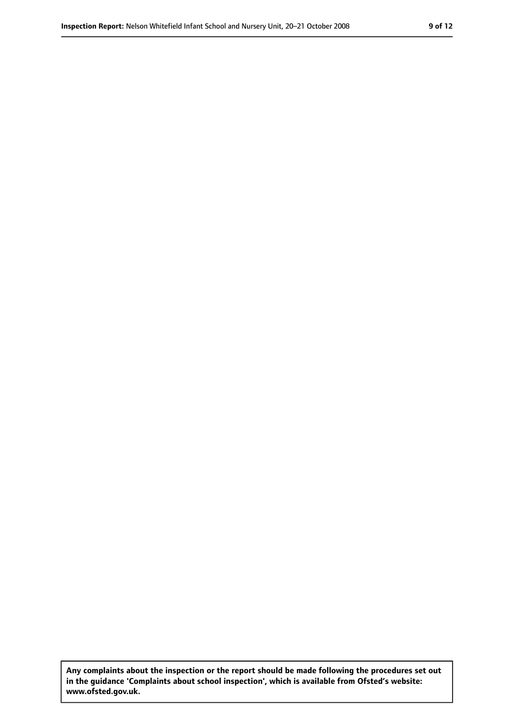**Any complaints about the inspection or the report should be made following the procedures set out in the guidance 'Complaints about school inspection', which is available from Ofsted's website: www.ofsted.gov.uk.**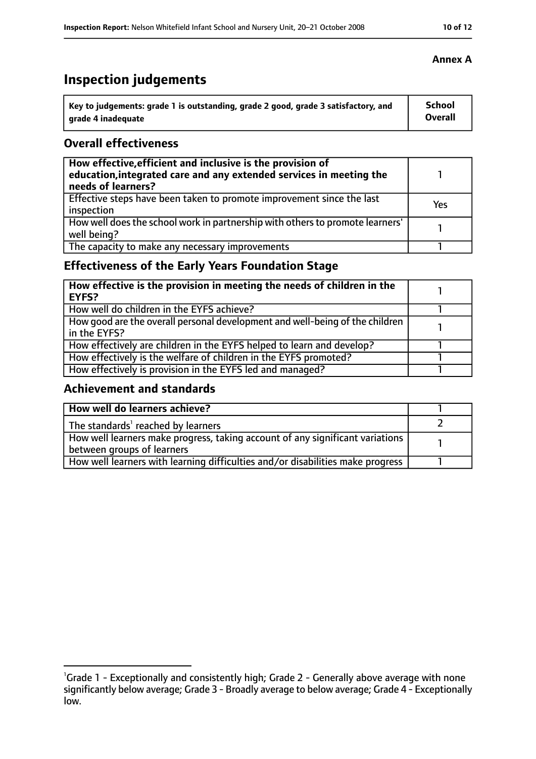**Annex A**

# Inspection judgements

| Key to judgements: grade 1 is outstanding, grade 2 good, grade 3 satisfactory, and grade 4 inadequate | School Overall |
|---|---|

## Overall effectiveness

| | |
|---|---|
| **How effective, efficient and inclusive is the provision of education, integrated care and any extended services in meeting the needs of learners?** | 1 |
| Effective steps have been taken to promote improvement since the last inspection | Yes |
| How well does the school work in partnership with others to promote learners' well being? | 1 |
| The capacity to make any necessary improvements | 1 |

## Effectiveness of the Early Years Foundation Stage

| | |
|---|---|
| **How effective is the provision in meeting the needs of children in the EYFS?** | 1 |
| How well do children in the EYFS achieve? | 1 |
| How good are the overall personal development and well-being of the children in the EYFS? | 1 |
| How effectively are children in the EYFS helped to learn and develop? | 1 |
| How effectively is the welfare of children in the EYFS promoted? | 1 |
| How effectively is provision in the EYFS led and managed? | 1 |

## Achievement and standards

| | |
|---|---|
| **How well do learners achieve?** | 1 |
| The standards[1] reached by learners | 2 |
| How well learners make progress, taking account of any significant variations between groups of learners | 1 |
| How well learners with learning difficulties and/or disabilities make progress | 1 |

[1]Grade 1 - Exceptionally and consistently high; Grade 2 - Generally above average with none significantly below average; Grade 3 - Broadly average to below average; Grade 4 - Exceptionally low.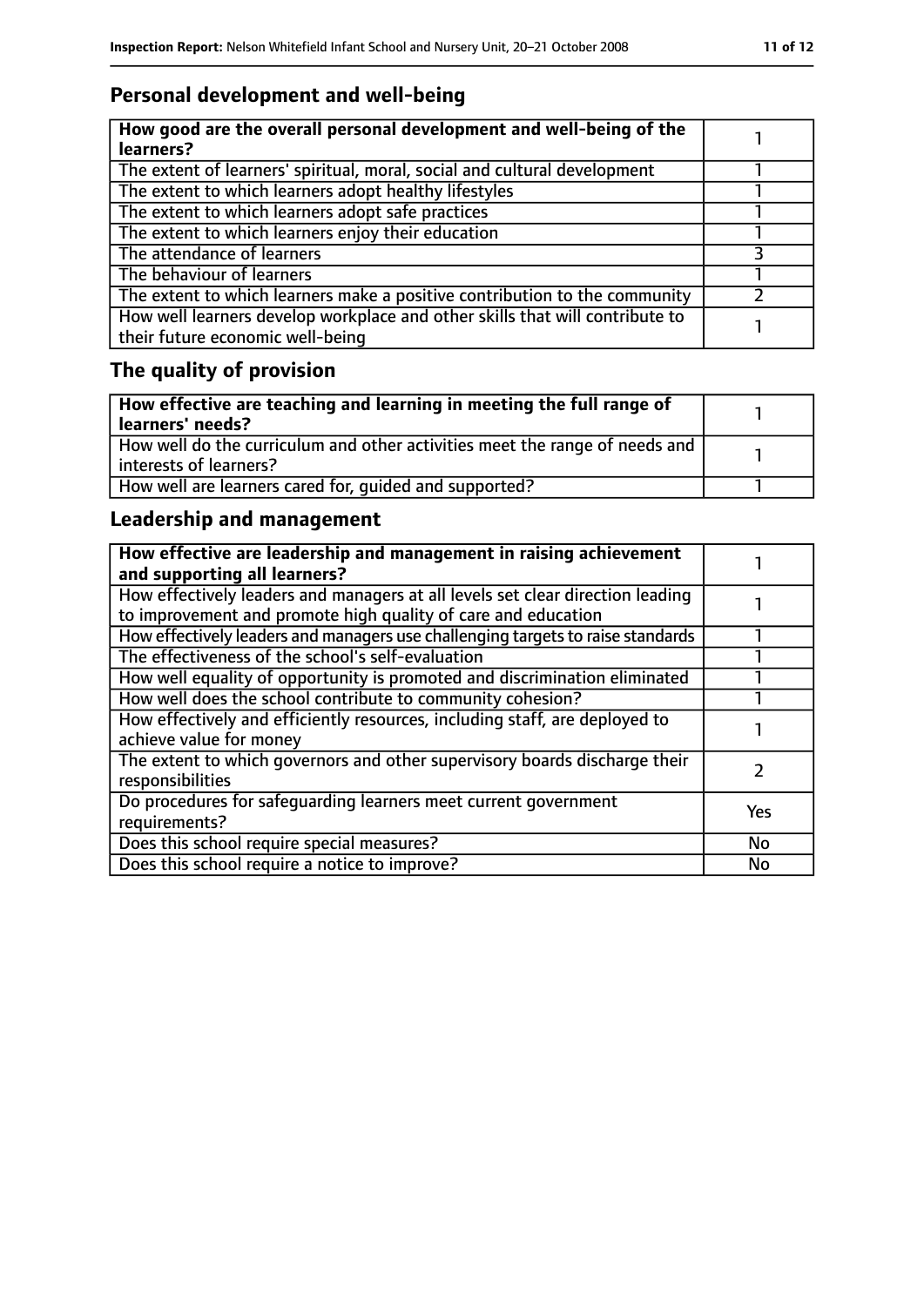## Personal development and well-being

| **How good are the overall personal development and well-being of the learners?** | 1 |
|---|---|
| The extent of learners' spiritual, moral, social and cultural development | 1 |
| The extent to which learners adopt healthy lifestyles | 1 |
| The extent to which learners adopt safe practices | 1 |
| The extent to which learners enjoy their education | 1 |
| The attendance of learners | 3 |
| The behaviour of learners | 1 |
| The extent to which learners make a positive contribution to the community | 2 |
| How well learners develop workplace and other skills that will contribute to their future economic well-being | 1 |

## The quality of provision

| **How effective are teaching and learning in meeting the full range of learners' needs?** | 1 |
|---|---|
| How well do the curriculum and other activities meet the range of needs and interests of learners? | 1 |
| How well are learners cared for, guided and supported? | 1 |

## Leadership and management

| **How effective are leadership and management in raising achievement and supporting all learners?** | 1 |
|---|---|
| How effectively leaders and managers at all levels set clear direction leading to improvement and promote high quality of care and education | 1 |
| How effectively leaders and managers use challenging targets to raise standards | 1 |
| The effectiveness of the school's self-evaluation | 1 |
| How well equality of opportunity is promoted and discrimination eliminated | 1 |
| How well does the school contribute to community cohesion? | 1 |
| How effectively and efficiently resources, including staff, are deployed to achieve value for money | 1 |
| The extent to which governors and other supervisory boards discharge their responsibilities | 2 |
| Do procedures for safeguarding learners meet current government requirements? | Yes |
| Does this school require special measures? | No |
| Does this school require a notice to improve? | No |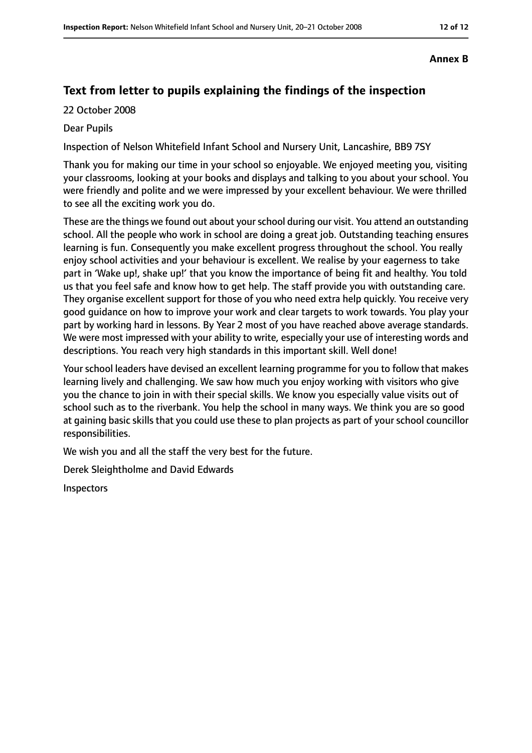**Annex B**

## Text from letter to pupils explaining the findings of the inspection

22 October 2008

Dear Pupils

Inspection of Nelson Whitefield Infant School and Nursery Unit, Lancashire, BB9 7SY

Thank you for making our time in your school so enjoyable. We enjoyed meeting you, visiting your classrooms, looking at your books and displays and talking to you about your school. You were friendly and polite and we were impressed by your excellent behaviour. We were thrilled to see all the exciting work you do.

These are the things we found out about your school during our visit. You attend an outstanding school. All the people who work in school are doing a great job. Outstanding teaching ensures learning is fun. Consequently you make excellent progress throughout the school. You really enjoy school activities and your behaviour is excellent. We realise by your eagerness to take part in 'Wake up!, shake up!' that you know the importance of being fit and healthy. You told us that you feel safe and know how to get help. The staff provide you with outstanding care. They organise excellent support for those of you who need extra help quickly. You receive very good guidance on how to improve your work and clear targets to work towards. You play your part by working hard in lessons. By Year 2 most of you have reached above average standards. We were most impressed with your ability to write, especially your use of interesting words and descriptions. You reach very high standards in this important skill. Well done!

Your school leaders have devised an excellent learning programme for you to follow that makes learning lively and challenging. We saw how much you enjoy working with visitors who give you the chance to join in with their special skills. We know you especially value visits out of school such as to the riverbank. You help the school in many ways. We think you are so good at gaining basic skills that you could use these to plan projects as part of your school councillor responsibilities.

We wish you and all the staff the very best for the future.

Derek Sleightholme and David Edwards

Inspectors